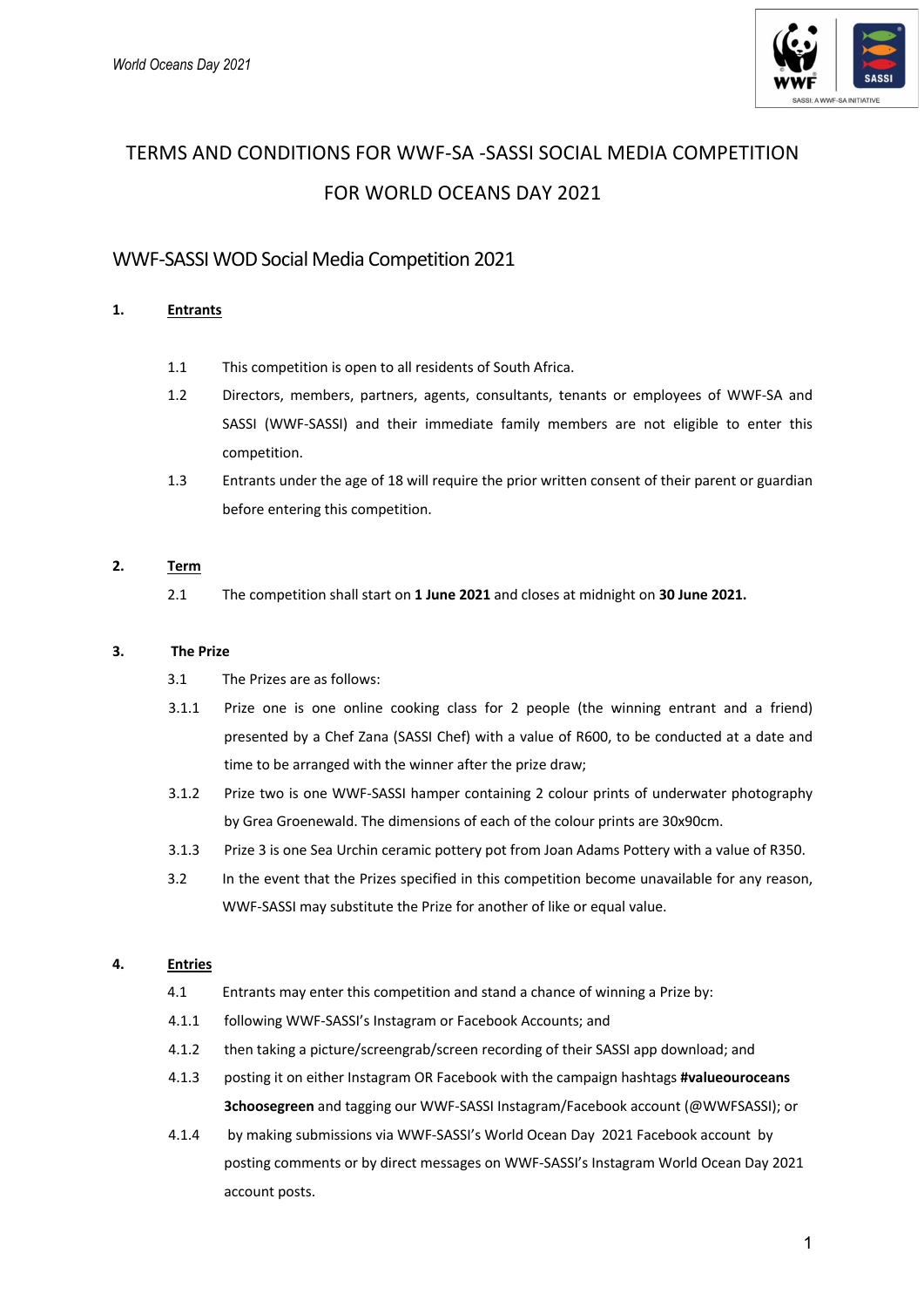# TERMS AND CONDITIONS FOR WWF-SA -SASSI SOCIAL MEDIA COMPETITION FOR WORLD OCEANS DAY 2021

## WWF-SASSI WOD Social Media Competition 2021

**1. Entrants**

1.1 This competition is open to all residents of South Africa.

1.2 Directors, members, partners, agents, consultants, tenants or employees of WWF-SA and SASSI (WWF-SASSI) and their immediate family members are not eligible to enter this competition.

1.3 Entrants under the age of 18 will require the prior written consent of their parent or guardian before entering this competition.

**2. Term**

2.1 The competition shall start on **1 June 2021** and closes at midnight on **30 June 2021.**

**3. The Prize**

3.1 The Prizes are as follows:

3.1.1 Prize one is one online cooking class for 2 people (the winning entrant and a friend) presented by a Chef Zana (SASSI Chef) with a value of R600, to be conducted at a date and time to be arranged with the winner after the prize draw;

3.1.2 Prize two is one WWF-SASSI hamper containing 2 colour prints of underwater photography by Grea Groenewald. The dimensions of each of the colour prints are 30x90cm.

3.1.3 Prize 3 is one Sea Urchin ceramic pottery pot from Joan Adams Pottery with a value of R350.

3.2 In the event that the Prizes specified in this competition become unavailable for any reason, WWF-SASSI may substitute the Prize for another of like or equal value.

**4. Entries**

4.1 Entrants may enter this competition and stand a chance of winning a Prize by:

4.1.1 following WWF-SASSI's Instagram or Facebook Accounts; and

4.1.2 then taking a picture/screengrab/screen recording of their SASSI app download; and

4.1.3 posting it on either Instagram OR Facebook with the campaign hashtags **#valueouroceans 3choosegreen** and tagging our WWF-SASSI Instagram/Facebook account (@WWFSASSI); or

4.1.4 by making submissions via WWF-SASSI's World Ocean Day 2021 Facebook account by posting comments or by direct messages on WWF-SASSI's Instagram World Ocean Day 2021 account posts.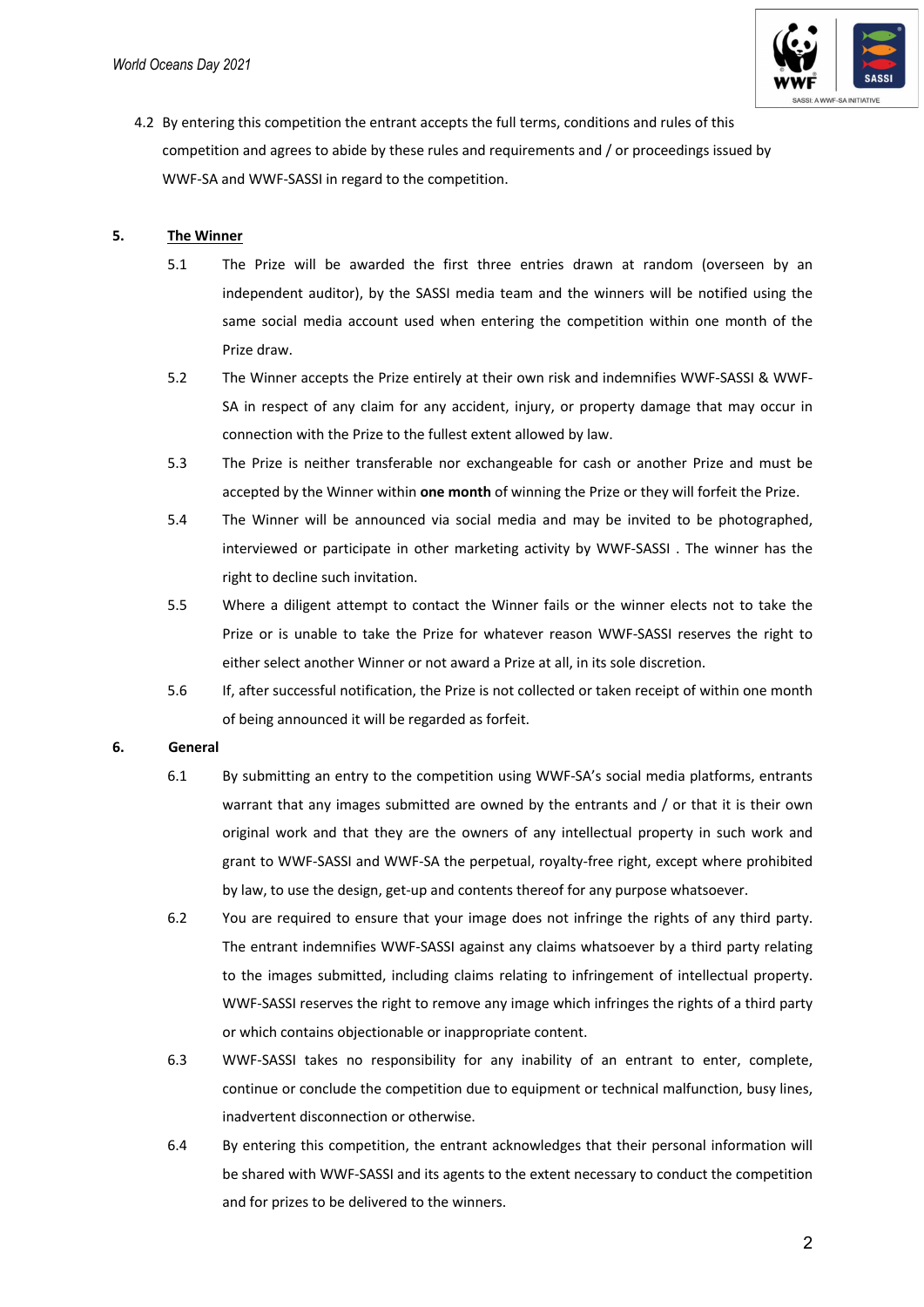4.2 By entering this competition the entrant accepts the full terms, conditions and rules of this competition and agrees to abide by these rules and requirements and / or proceedings issued by WWF-SA and WWF-SASSI in regard to the competition.

**5. The Winner**

5.1 The Prize will be awarded the first three entries drawn at random (overseen by an independent auditor), by the SASSI media team and the winners will be notified using the same social media account used when entering the competition within one month of the Prize draw.

5.2 The Winner accepts the Prize entirely at their own risk and indemnifies WWF-SASSI & WWF-SA in respect of any claim for any accident, injury, or property damage that may occur in connection with the Prize to the fullest extent allowed by law.

5.3 The Prize is neither transferable nor exchangeable for cash or another Prize and must be accepted by the Winner within **one month** of winning the Prize or they will forfeit the Prize.

5.4 The Winner will be announced via social media and may be invited to be photographed, interviewed or participate in other marketing activity by WWF-SASSI . The winner has the right to decline such invitation.

5.5 Where a diligent attempt to contact the Winner fails or the winner elects not to take the Prize or is unable to take the Prize for whatever reason WWF-SASSI reserves the right to either select another Winner or not award a Prize at all, in its sole discretion.

5.6 If, after successful notification, the Prize is not collected or taken receipt of within one month of being announced it will be regarded as forfeit.

**6. General**

6.1 By submitting an entry to the competition using WWF-SA's social media platforms, entrants warrant that any images submitted are owned by the entrants and / or that it is their own original work and that they are the owners of any intellectual property in such work and grant to WWF-SASSI and WWF-SA the perpetual, royalty-free right, except where prohibited by law, to use the design, get-up and contents thereof for any purpose whatsoever.

6.2 You are required to ensure that your image does not infringe the rights of any third party. The entrant indemnifies WWF-SASSI against any claims whatsoever by a third party relating to the images submitted, including claims relating to infringement of intellectual property. WWF-SASSI reserves the right to remove any image which infringes the rights of a third party or which contains objectionable or inappropriate content.

6.3 WWF-SASSI takes no responsibility for any inability of an entrant to enter, complete, continue or conclude the competition due to equipment or technical malfunction, busy lines, inadvertent disconnection or otherwise.

6.4 By entering this competition, the entrant acknowledges that their personal information will be shared with WWF-SASSI and its agents to the extent necessary to conduct the competition and for prizes to be delivered to the winners.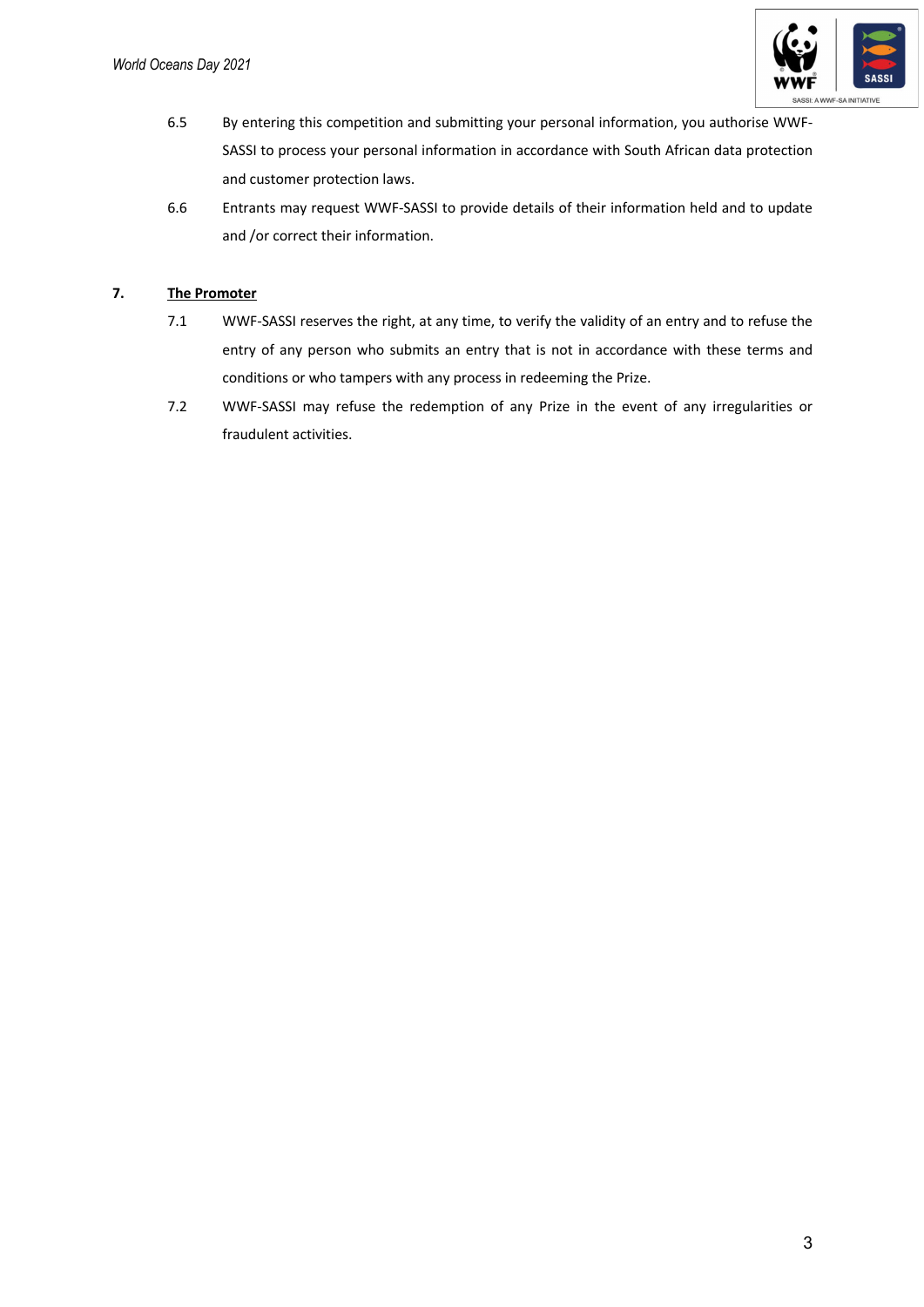6.5 By entering this competition and submitting your personal information, you authorise WWF-SASSI to process your personal information in accordance with South African data protection and customer protection laws.

6.6 Entrants may request WWF-SASSI to provide details of their information held and to update and /or correct their information.

**7. The Promoter**

7.1 WWF-SASSI reserves the right, at any time, to verify the validity of an entry and to refuse the entry of any person who submits an entry that is not in accordance with these terms and conditions or who tampers with any process in redeeming the Prize.

7.2 WWF-SASSI may refuse the redemption of any Prize in the event of any irregularities or fraudulent activities.